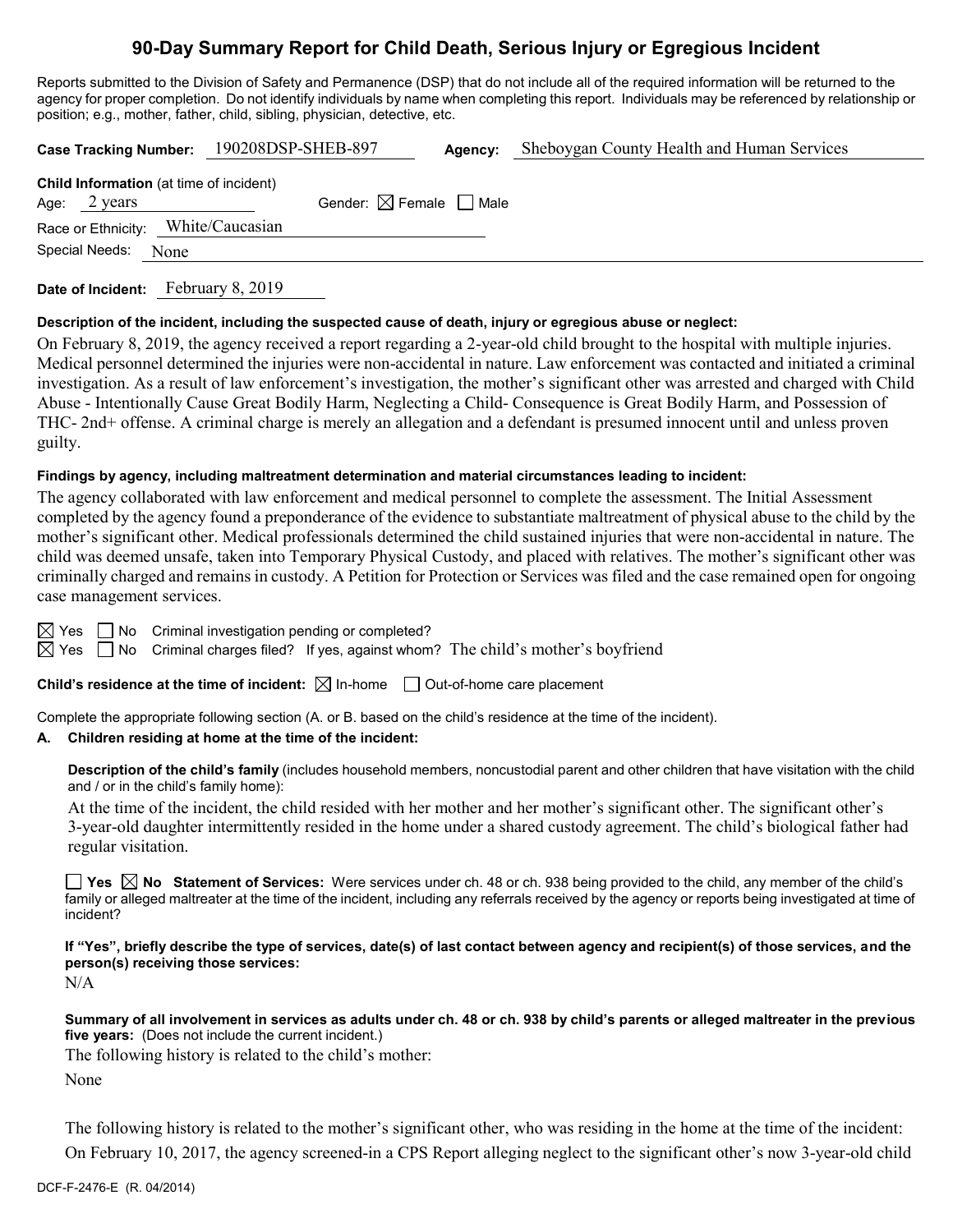# 90-Day Summary Report for Child Death, Serious Injury or Egregious Incident

Reports submitted to the Division of Safety and Permanence (DSP) that do not include all of the required information will be returned to the agency for proper completion. Do not identify individuals by name when completing this report. Individuals may be referenced by relationship or position; e.g., mother, father, child, sibling, physician, detective, etc.

**Case Tracking Number:** 190208DSP-SHEB-897 **Agency:** Sheboygan County Health and Human Services

**Child Information** (at time of incident)

Age: 2 years Gender: ☒ Female ☐ Male

Race or Ethnicity: White/Caucasian

Special Needs: None

**Date of Incident:** February 8, 2019

**Description of the incident, including the suspected cause of death, injury or egregious abuse or neglect:**

On February 8, 2019, the agency received a report regarding a 2-year-old child brought to the hospital with multiple injuries. Medical personnel determined the injuries were non-accidental in nature. Law enforcement was contacted and initiated a criminal investigation. As a result of law enforcement's investigation, the mother's significant other was arrested and charged with Child Abuse - Intentionally Cause Great Bodily Harm, Neglecting a Child- Consequence is Great Bodily Harm, and Possession of THC- 2nd+ offense. A criminal charge is merely an allegation and a defendant is presumed innocent until and unless proven guilty.

**Findings by agency, including maltreatment determination and material circumstances leading to incident:**

The agency collaborated with law enforcement and medical personnel to complete the assessment. The Initial Assessment completed by the agency found a preponderance of the evidence to substantiate maltreatment of physical abuse to the child by the mother's significant other. Medical professionals determined the child sustained injuries that were non-accidental in nature. The child was deemed unsafe, taken into Temporary Physical Custody, and placed with relatives. The mother's significant other was criminally charged and remains in custody. A Petition for Protection or Services was filed and the case remained open for ongoing case management services.

☒ Yes ☐ No Criminal investigation pending or completed?

☒ Yes ☐ No Criminal charges filed? If yes, against whom? The child's mother's boyfriend

**Child's residence at the time of incident:** ☒ In-home ☐ Out-of-home care placement

Complete the appropriate following section (A. or B. based on the child's residence at the time of the incident).

**A. Children residing at home at the time of the incident:**

**Description of the child's family** (includes household members, noncustodial parent and other children that have visitation with the child and / or in the child's family home):

At the time of the incident, the child resided with her mother and her mother's significant other. The significant other's 3-year-old daughter intermittently resided in the home under a shared custody agreement. The child's biological father had regular visitation.

☐ **Yes** ☒ **No Statement of Services:** Were services under ch. 48 or ch. 938 being provided to the child, any member of the child's family or alleged maltreater at the time of the incident, including any referrals received by the agency or reports being investigated at time of incident?

**If "Yes", briefly describe the type of services, date(s) of last contact between agency and recipient(s) of those services, and the person(s) receiving those services:**

N/A

**Summary of all involvement in services as adults under ch. 48 or ch. 938 by child's parents or alleged maltreater in the previous five years:** (Does not include the current incident.)

The following history is related to the child's mother:

None

The following history is related to the mother's significant other, who was residing in the home at the time of the incident:

On February 10, 2017, the agency screened-in a CPS Report alleging neglect to the significant other's now 3-year-old child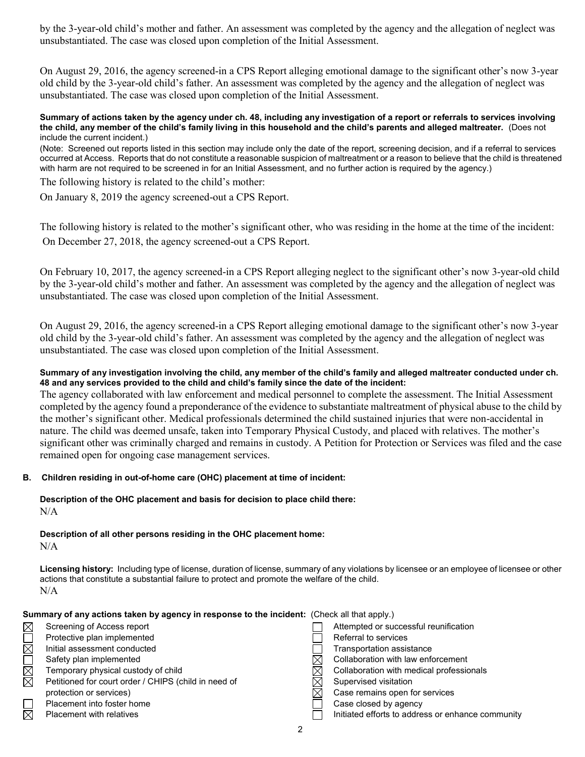by the 3-year-old child's mother and father. An assessment was completed by the agency and the allegation of neglect was unsubstantiated. The case was closed upon completion of the Initial Assessment.

On August 29, 2016, the agency screened-in a CPS Report alleging emotional damage to the significant other's now 3-year old child by the 3-year-old child's father. An assessment was completed by the agency and the allegation of neglect was unsubstantiated. The case was closed upon completion of the Initial Assessment.

**Summary of actions taken by the agency under ch. 48, including any investigation of a report or referrals to services involving the child, any member of the child's family living in this household and the child's parents and alleged maltreater.** (Does not include the current incident.)

(Note: Screened out reports listed in this section may include only the date of the report, screening decision, and if a referral to services occurred at Access. Reports that do not constitute a reasonable suspicion of maltreatment or a reason to believe that the child is threatened with harm are not required to be screened in for an Initial Assessment, and no further action is required by the agency.)

The following history is related to the child's mother:

On January 8, 2019 the agency screened-out a CPS Report.

The following history is related to the mother's significant other, who was residing in the home at the time of the incident:

On December 27, 2018, the agency screened-out a CPS Report.

On February 10, 2017, the agency screened-in a CPS Report alleging neglect to the significant other's now 3-year-old child by the 3-year-old child's mother and father. An assessment was completed by the agency and the allegation of neglect was unsubstantiated. The case was closed upon completion of the Initial Assessment.

On August 29, 2016, the agency screened-in a CPS Report alleging emotional damage to the significant other's now 3-year old child by the 3-year-old child's father. An assessment was completed by the agency and the allegation of neglect was unsubstantiated. The case was closed upon completion of the Initial Assessment.

**Summary of any investigation involving the child, any member of the child's family and alleged maltreater conducted under ch. 48 and any services provided to the child and child's family since the date of the incident:**

The agency collaborated with law enforcement and medical personnel to complete the assessment. The Initial Assessment completed by the agency found a preponderance of the evidence to substantiate maltreatment of physical abuse to the child by the mother's significant other. Medical professionals determined the child sustained injuries that were non-accidental in nature. The child was deemed unsafe, taken into Temporary Physical Custody, and placed with relatives. The mother's significant other was criminally charged and remains in custody. A Petition for Protection or Services was filed and the case remained open for ongoing case management services.

**B. Children residing in out-of-home care (OHC) placement at time of incident:**

**Description of the OHC placement and basis for decision to place child there:**

N/A

**Description of all other persons residing in the OHC placement home:**

N/A

**Licensing history:** Including type of license, duration of license, summary of any violations by licensee or an employee of licensee or other actions that constitute a substantial failure to protect and promote the welfare of the child.

N/A

**Summary of any actions taken by agency in response to the incident:** (Check all that apply.)

- ☒ Screening of Access report
- ☐ Protective plan implemented
- ☒ Initial assessment conducted
- ☐ Safety plan implemented
- ☒ Temporary physical custody of child
- ☒ Petitioned for court order / CHIPS (child in need of protection or services)
- ☐ Placement into foster home
- ☒ Placement with relatives
- ☐ Attempted or successful reunification
- ☐ Referral to services
- ☐ Transportation assistance
- ☒ Collaboration with law enforcement
- ☒ Collaboration with medical professionals
- ☒ Supervised visitation
- ☒ Case remains open for services
- ☐ Case closed by agency
- ☐ Initiated efforts to address or enhance community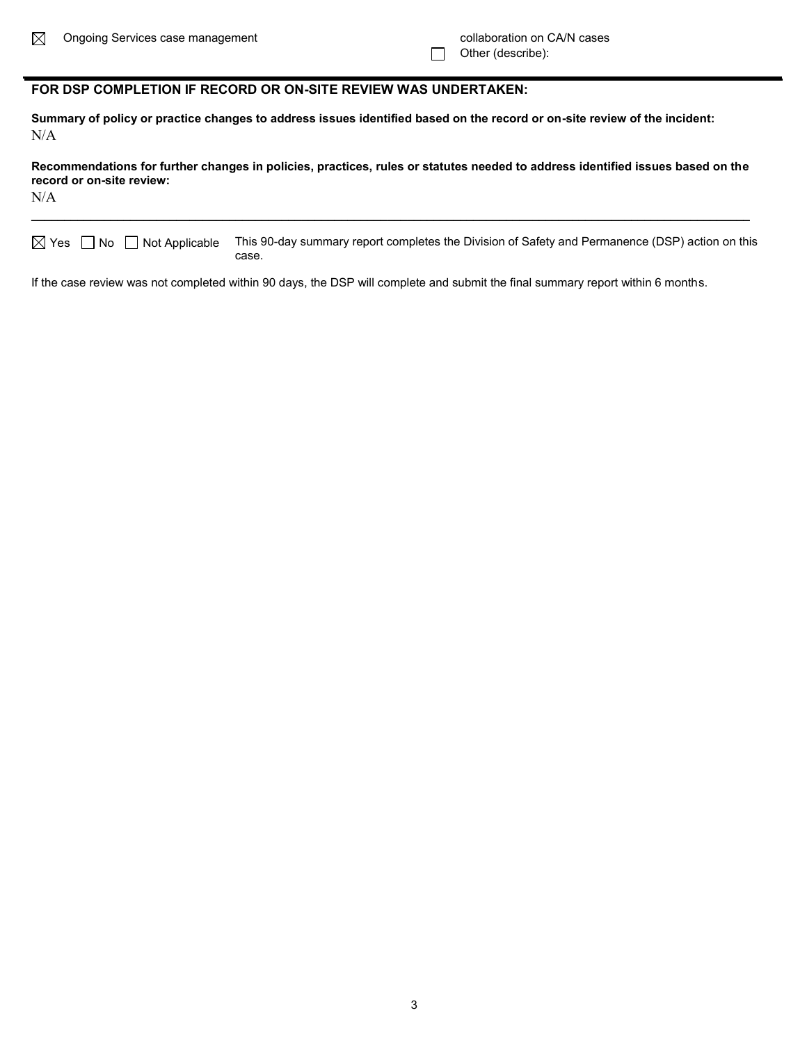☒ Ongoing Services case management

collaboration on CA/N cases

☐ Other (describe):

---

**FOR DSP COMPLETION IF RECORD OR ON-SITE REVIEW WAS UNDERTAKEN:**

**Summary of policy or practice changes to address issues identified based on the record or on-site review of the incident:**

N/A

**Recommendations for further changes in policies, practices, rules or statutes needed to address identified issues based on the record or on-site review:**

N/A

---

☒ Yes ☐ No ☐ Not Applicable This 90-day summary report completes the Division of Safety and Permanence (DSP) action on this case.

If the case review was not completed within 90 days, the DSP will complete and submit the final summary report within 6 months.